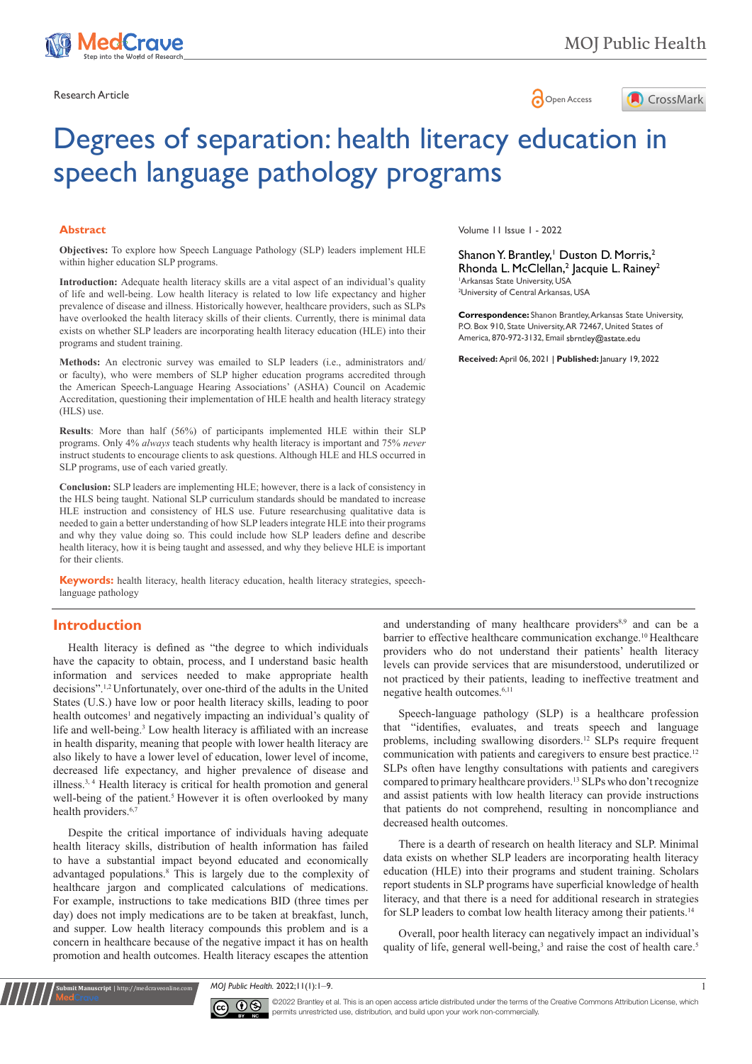Research Article

# Degrees of separation: health literacy education in speech language pathology programs

Volume 11 Issue 1 - 2022

Shanon Y. Brantley,[1] Duston D. Morris,[2] Rhonda L. McClellan,[2] Jacquie L. Rainey[2]

[1]Arkansas State University, USA
[2]University of Central Arkansas, USA

**Correspondence:** Shanon Brantley, Arkansas State University, P.O. Box 910, State University, AR 72467, United States of America, 870-972-3132, Email sbrntley@astate.edu

**Received:** April 06, 2021 | **Published:** January 19, 2022

## Abstract

**Objectives:** To explore how Speech Language Pathology (SLP) leaders implement HLE within higher education SLP programs.

**Introduction:** Adequate health literacy skills are a vital aspect of an individual's quality of life and well-being. Low health literacy is related to low life expectancy and higher prevalence of disease and illness. Historically however, healthcare providers, such as SLPs have overlooked the health literacy skills of their clients. Currently, there is minimal data exists on whether SLP leaders are incorporating health literacy education (HLE) into their programs and student training.

**Methods:** An electronic survey was emailed to SLP leaders (i.e., administrators and/or faculty), who were members of SLP higher education programs accredited through the American Speech-Language Hearing Associations' (ASHA) Council on Academic Accreditation, questioning their implementation of HLE health and health literacy strategy (HLS) use.

**Results**: More than half (56%) of participants implemented HLE within their SLP programs. Only 4% *always* teach students why health literacy is important and 75% *never* instruct students to encourage clients to ask questions. Although HLE and HLS occurred in SLP programs, use of each varied greatly.

**Conclusion:** SLP leaders are implementing HLE; however, there is a lack of consistency in the HLS being taught. National SLP curriculum standards should be mandated to increase HLE instruction and consistency of HLS use. Future researchusing qualitative data is needed to gain a better understanding of how SLP leaders integrate HLE into their programs and why they value doing so. This could include how SLP leaders define and describe health literacy, how it is being taught and assessed, and why they believe HLE is important for their clients.

**Keywords:** health literacy, health literacy education, health literacy strategies, speech-language pathology

## Introduction

Health literacy is defined as "the degree to which individuals have the capacity to obtain, process, and I understand basic health information and services needed to make appropriate health decisions".[1,2] Unfortunately, over one-third of the adults in the United States (U.S.) have low or poor health literacy skills, leading to poor health outcomes[1] and negatively impacting an individual's quality of life and well-being.[3] Low health literacy is affiliated with an increase in health disparity, meaning that people with lower health literacy are also likely to have a lower level of education, lower level of income, decreased life expectancy, and higher prevalence of disease and illness.[3,4] Health literacy is critical for health promotion and general well-being of the patient.[5] However it is often overlooked by many health providers.[6,7]

Despite the critical importance of individuals having adequate health literacy skills, distribution of health information has failed to have a substantial impact beyond educated and economically advantaged populations.[8] This is largely due to the complexity of healthcare jargon and complicated calculations of medications. For example, instructions to take medications BID (three times per day) does not imply medications are to be taken at breakfast, lunch, and supper. Low health literacy compounds this problem and is a concern in healthcare because of the negative impact it has on health promotion and health outcomes. Health literacy escapes the attention and understanding of many healthcare providers[8,9] and can be a barrier to effective healthcare communication exchange.[10] Healthcare providers who do not understand their patients' health literacy levels can provide services that are misunderstood, underutilized or not practiced by their patients, leading to ineffective treatment and negative health outcomes.[6,11]

Speech-language pathology (SLP) is a healthcare profession that "identifies, evaluates, and treats speech and language problems, including swallowing disorders.[12] SLPs require frequent communication with patients and caregivers to ensure best practice.[12] SLPs often have lengthy consultations with patients and caregivers compared to primary healthcare providers.[13] SLPs who don't recognize and assist patients with low health literacy can provide instructions that patients do not comprehend, resulting in noncompliance and decreased health outcomes.

There is a dearth of research on health literacy and SLP. Minimal data exists on whether SLP leaders are incorporating health literacy education (HLE) into their programs and student training. Scholars report students in SLP programs have superficial knowledge of health literacy, and that there is a need for additional research in strategies for SLP leaders to combat low health literacy among their patients.[14]

Overall, poor health literacy can negatively impact an individual's quality of life, general well-being,[3] and raise the cost of health care.[5]

©2022 Brantley et al. This is an open access article distributed under the terms of the Creative Commons Attribution License, which permits unrestricted use, distribution, and build upon your work non-commercially.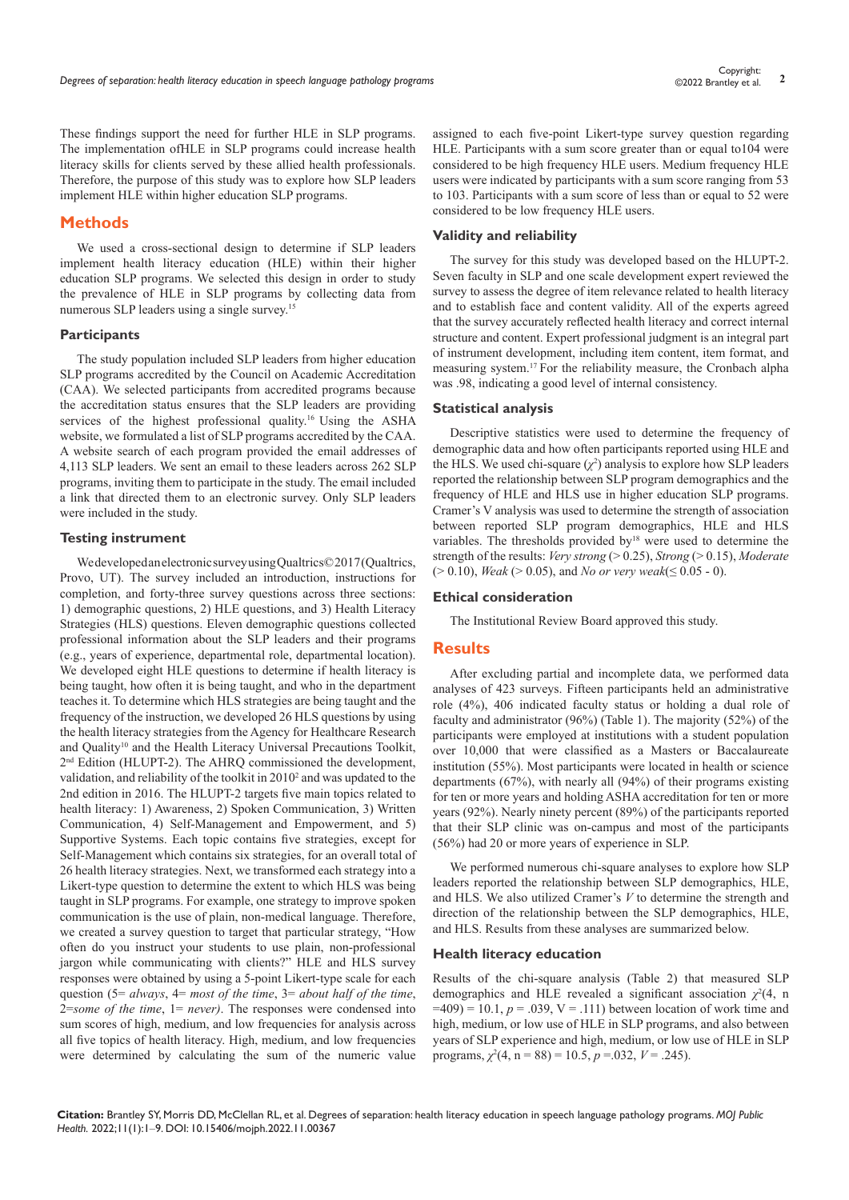These findings support the need for further HLE in SLP programs. The implementation ofHLE in SLP programs could increase health literacy skills for clients served by these allied health professionals. Therefore, the purpose of this study was to explore how SLP leaders implement HLE within higher education SLP programs.

## Methods

We used a cross-sectional design to determine if SLP leaders implement health literacy education (HLE) within their higher education SLP programs. We selected this design in order to study the prevalence of HLE in SLP programs by collecting data from numerous SLP leaders using a single survey.[15]

### Participants

The study population included SLP leaders from higher education SLP programs accredited by the Council on Academic Accreditation (CAA). We selected participants from accredited programs because the accreditation status ensures that the SLP leaders are providing services of the highest professional quality.[16] Using the ASHA website, we formulated a list of SLP programs accredited by the CAA. A website search of each program provided the email addresses of 4,113 SLP leaders. We sent an email to these leaders across 262 SLP programs, inviting them to participate in the study. The email included a link that directed them to an electronic survey. Only SLP leaders were included in the study.

### Testing instrument

We developed an electronic survey using Qualtrics©2017 (Qualtrics, Provo, UT). The survey included an introduction, instructions for completion, and forty-three survey questions across three sections: 1) demographic questions, 2) HLE questions, and 3) Health Literacy Strategies (HLS) questions. Eleven demographic questions collected professional information about the SLP leaders and their programs (e.g., years of experience, departmental role, departmental location). We developed eight HLE questions to determine if health literacy is being taught, how often it is being taught, and who in the department teaches it. To determine which HLS strategies are being taught and the frequency of the instruction, we developed 26 HLS questions by using the health literacy strategies from the Agency for Healthcare Research and Quality[10] and the Health Literacy Universal Precautions Toolkit, 2nd Edition (HLUPT-2). The AHRQ commissioned the development, validation, and reliability of the toolkit in 2010[2] and was updated to the 2nd edition in 2016. The HLUPT-2 targets five main topics related to health literacy: 1) Awareness, 2) Spoken Communication, 3) Written Communication, 4) Self-Management and Empowerment, and 5) Supportive Systems. Each topic contains five strategies, except for Self-Management which contains six strategies, for an overall total of 26 health literacy strategies. Next, we transformed each strategy into a Likert-type question to determine the extent to which HLS was being taught in SLP programs. For example, one strategy to improve spoken communication is the use of plain, non-medical language. Therefore, we created a survey question to target that particular strategy, "How often do you instruct your students to use plain, non-professional jargon while communicating with clients?" HLE and HLS survey responses were obtained by using a 5-point Likert-type scale for each question (5= *always*, 4= *most of the time*, 3= *about half of the time*, 2=*some of the time*, 1= *never)*. The responses were condensed into sum scores of high, medium, and low frequencies for analysis across all five topics of health literacy. High, medium, and low frequencies were determined by calculating the sum of the numeric value assigned to each five-point Likert-type survey question regarding HLE. Participants with a sum score greater than or equal to104 were considered to be high frequency HLE users. Medium frequency HLE users were indicated by participants with a sum score ranging from 53 to 103. Participants with a sum score of less than or equal to 52 were considered to be low frequency HLE users.

### Validity and reliability

The survey for this study was developed based on the HLUPT-2. Seven faculty in SLP and one scale development expert reviewed the survey to assess the degree of item relevance related to health literacy and to establish face and content validity. All of the experts agreed that the survey accurately reflected health literacy and correct internal structure and content. Expert professional judgment is an integral part of instrument development, including item content, item format, and measuring system.[17] For the reliability measure, the Cronbach alpha was .98, indicating a good level of internal consistency.

### Statistical analysis

Descriptive statistics were used to determine the frequency of demographic data and how often participants reported using HLE and the HLS. We used chi-square ($\chi^2$) analysis to explore how SLP leaders reported the relationship between SLP program demographics and the frequency of HLE and HLS use in higher education SLP programs. Cramer's V analysis was used to determine the strength of association between reported SLP program demographics, HLE and HLS variables. The thresholds provided by[18] were used to determine the strength of the results: *Very strong* (> 0.25), *Strong* (> 0.15), *Moderate* (> 0.10), *Weak* (> 0.05), and *No or very weak*(≤ 0.05 - 0).

### Ethical consideration

The Institutional Review Board approved this study.

## Results

After excluding partial and incomplete data, we performed data analyses of 423 surveys. Fifteen participants held an administrative role (4%), 406 indicated faculty status or holding a dual role of faculty and administrator (96%) (Table 1). The majority (52%) of the participants were employed at institutions with a student population over 10,000 that were classified as a Masters or Baccalaureate institution (55%). Most participants were located in health or science departments (67%), with nearly all (94%) of their programs existing for ten or more years and holding ASHA accreditation for ten or more years (92%). Nearly ninety percent (89%) of the participants reported that their SLP clinic was on-campus and most of the participants (56%) had 20 or more years of experience in SLP.

We performed numerous chi-square analyses to explore how SLP leaders reported the relationship between SLP demographics, HLE, and HLS. We also utilized Cramer's *V* to determine the strength and direction of the relationship between the SLP demographics, HLE, and HLS. Results from these analyses are summarized below.

### Health literacy education

Results of the chi-square analysis (Table 2) that measured SLP demographics and HLE revealed a significant association $\chi^2(4, n = 409) = 10.1$, $p = .039$, V = .111) between location of work time and high, medium, or low use of HLE in SLP programs, and also between years of SLP experience and high, medium, or low use of HLE in SLP programs, $\chi^2(4, n = 88) = 10.5$, $p = .032$, $V = .245$).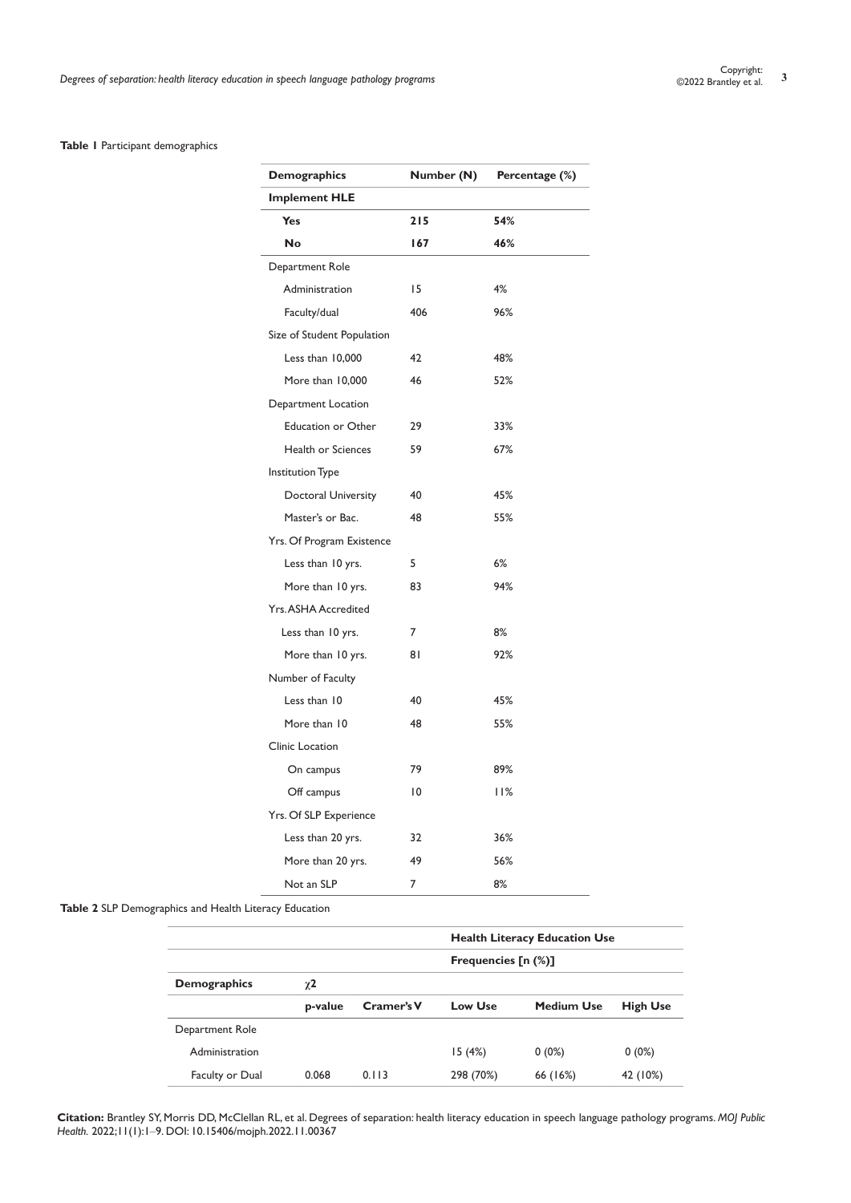**Table 1** Participant demographics

| Demographics | Number (N) | Percentage (%) |
|---|---|---|
| **Implement HLE** | | |
| **Yes** | **215** | **54%** |
| **No** | **167** | **46%** |
| Department Role | | |
| Administration | 15 | 4% |
| Faculty/dual | 406 | 96% |
| Size of Student Population | | |
| Less than 10,000 | 42 | 48% |
| More than 10,000 | 46 | 52% |
| Department Location | | |
| Education or Other | 29 | 33% |
| Health or Sciences | 59 | 67% |
| Institution Type | | |
| Doctoral University | 40 | 45% |
| Master's or Bac. | 48 | 55% |
| Yrs. Of Program Existence | | |
| Less than 10 yrs. | 5 | 6% |
| More than 10 yrs. | 83 | 94% |
| Yrs. ASHA Accredited | | |
| Less than 10 yrs. | 7 | 8% |
| More than 10 yrs. | 81 | 92% |
| Number of Faculty | | |
| Less than 10 | 40 | 45% |
| More than 10 | 48 | 55% |
| Clinic Location | | |
| On campus | 79 | 89% |
| Off campus | 10 | 11% |
| Yrs. Of SLP Experience | | |
| Less than 20 yrs. | 32 | 36% |
| More than 20 yrs. | 49 | 56% |
| Not an SLP | 7 | 8% |

**Table 2** SLP Demographics and Health Literacy Education

| | | | **Health Literacy Education Use** | | |
|---|---|---|---|---|---|
| | | | **Frequencies [n (%)]** | | |
| **Demographics** | $\chi^2$ | | | | |
| | **p-value** | **Cramer's V** | **Low Use** | **Medium Use** | **High Use** |
| Department Role | | | | | |
| Administration | | | 15 (4%) | 0 (0%) | 0 (0%) |
| Faculty or Dual | 0.068 | 0.113 | 298 (70%) | 66 (16%) | 42 (10%) |

**Citation:** Brantley SY, Morris DD, McClellan RL, et al. Degrees of separation: health literacy education in speech language pathology programs. *MOJ Public Health.* 2022;11(1):1‒9. DOI: 10.15406/mojph.2022.11.00367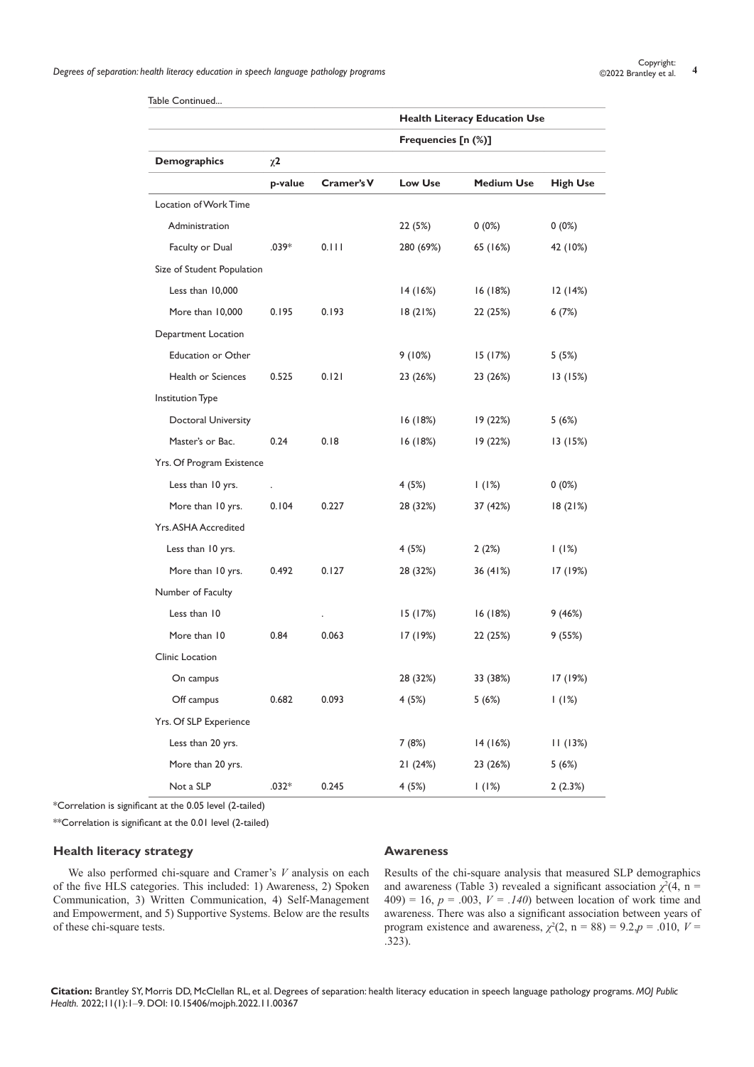Table Continued...

| | | | Health Literacy Education Use | | |
|---|---|---|---|---|---|
| | | | Frequencies [n (%)] | | |
| Demographics | χ2 | | | | |
| | p-value | Cramer's V | Low Use | Medium Use | High Use |
| Location of Work Time | | | | | |
| Administration | | | 22 (5%) | 0 (0%) | 0 (0%) |
| Faculty or Dual | .039* | 0.111 | 280 (69%) | 65 (16%) | 42 (10%) |
| Size of Student Population | | | | | |
| Less than 10,000 | | | 14 (16%) | 16 (18%) | 12 (14%) |
| More than 10,000 | 0.195 | 0.193 | 18 (21%) | 22 (25%) | 6 (7%) |
| Department Location | | | | | |
| Education or Other | | | 9 (10%) | 15 (17%) | 5 (5%) |
| Health or Sciences | 0.525 | 0.121 | 23 (26%) | 23 (26%) | 13 (15%) |
| Institution Type | | | | | |
| Doctoral University | | | 16 (18%) | 19 (22%) | 5 (6%) |
| Master's or Bac. | 0.24 | 0.18 | 16 (18%) | 19 (22%) | 13 (15%) |
| Yrs. Of Program Existence | | | | | |
| Less than 10 yrs. | . | | 4 (5%) | 1 (1%) | 0 (0%) |
| More than 10 yrs. | 0.104 | 0.227 | 28 (32%) | 37 (42%) | 18 (21%) |
| Yrs. ASHA Accredited | | | | | |
| Less than 10 yrs. | | | 4 (5%) | 2 (2%) | 1 (1%) |
| More than 10 yrs. | 0.492 | 0.127 | 28 (32%) | 36 (41%) | 17 (19%) |
| Number of Faculty | | | | | |
| Less than 10 | | . | 15 (17%) | 16 (18%) | 9 (46%) |
| More than 10 | 0.84 | 0.063 | 17 (19%) | 22 (25%) | 9 (55%) |
| Clinic Location | | | | | |
| On campus | | | 28 (32%) | 33 (38%) | 17 (19%) |
| Off campus | 0.682 | 0.093 | 4 (5%) | 5 (6%) | 1 (1%) |
| Yrs. Of SLP Experience | | | | | |
| Less than 20 yrs. | | | 7 (8%) | 14 (16%) | 11 (13%) |
| More than 20 yrs. | | | 21 (24%) | 23 (26%) | 5 (6%) |
| Not a SLP | .032* | 0.245 | 4 (5%) | 1 (1%) | 2 (2.3%) |

*Correlation is significant at the 0.05 level (2-tailed)

**Correlation is significant at the 0.01 level (2-tailed)

## Health literacy strategy

We also performed chi-square and Cramer's *V* analysis on each of the five HLS categories. This included: 1) Awareness, 2) Spoken Communication, 3) Written Communication, 4) Self-Management and Empowerment, and 5) Supportive Systems. Below are the results of these chi-square tests.

## Awareness

Results of the chi-square analysis that measured SLP demographics and awareness (Table 3) revealed a significant association $\chi^2(4, n = 409) = 16$, $p = .003$, $V = .140$) between location of work time and awareness. There was also a significant association between years of program existence and awareness, $\chi^2(2, n = 88) = 9.2, p = .010$, $V = .323$).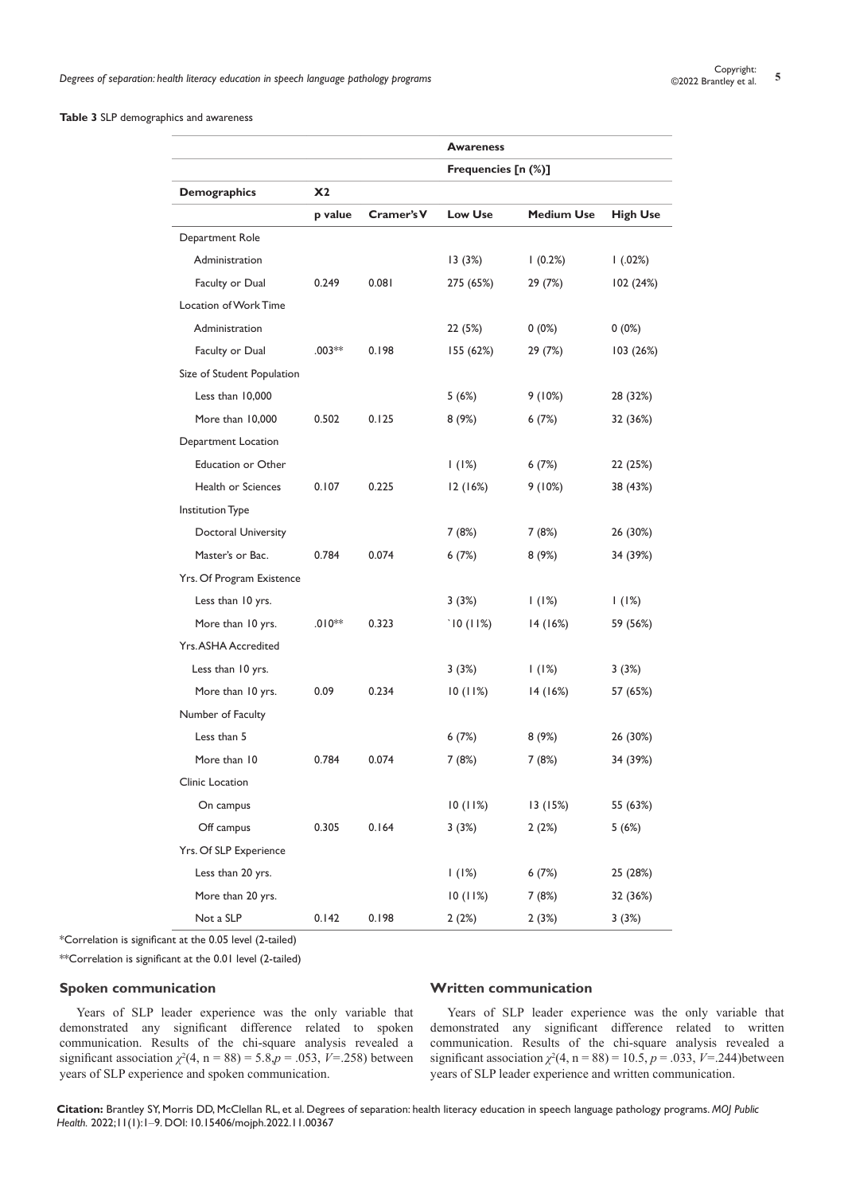**Table 3** SLP demographics and awareness

| | | | Awareness | | |
|---|---|---|---|---|---|
| | | | Frequencies [n (%)] | | |
| **Demographics** | **X2** | | | | |
| | **p value** | **Cramer's V** | **Low Use** | **Medium Use** | **High Use** |
| Department Role | | | | | |
| Administration | | | 13 (3%) | 1 (0.2%) | 1 (.02%) |
| Faculty or Dual | 0.249 | 0.081 | 275 (65%) | 29 (7%) | 102 (24%) |
| Location of Work Time | | | | | |
| Administration | | | 22 (5%) | 0 (0%) | 0 (0%) |
| Faculty or Dual | .003** | 0.198 | 155 (62%) | 29 (7%) | 103 (26%) |
| Size of Student Population | | | | | |
| Less than 10,000 | | | 5 (6%) | 9 (10%) | 28 (32%) |
| More than 10,000 | 0.502 | 0.125 | 8 (9%) | 6 (7%) | 32 (36%) |
| Department Location | | | | | |
| Education or Other | | | 1 (1%) | 6 (7%) | 22 (25%) |
| Health or Sciences | 0.107 | 0.225 | 12 (16%) | 9 (10%) | 38 (43%) |
| Institution Type | | | | | |
| Doctoral University | | | 7 (8%) | 7 (8%) | 26 (30%) |
| Master's or Bac. | 0.784 | 0.074 | 6 (7%) | 8 (9%) | 34 (39%) |
| Yrs. Of Program Existence | | | | | |
| Less than 10 yrs. | | | 3 (3%) | 1 (1%) | 1 (1%) |
| More than 10 yrs. | .010** | 0.323 | `10 (11%) | 14 (16%) | 59 (56%) |
| Yrs. ASHA Accredited | | | | | |
| Less than 10 yrs. | | | 3 (3%) | 1 (1%) | 3 (3%) |
| More than 10 yrs. | 0.09 | 0.234 | 10 (11%) | 14 (16%) | 57 (65%) |
| Number of Faculty | | | | | |
| Less than 5 | | | 6 (7%) | 8 (9%) | 26 (30%) |
| More than 10 | 0.784 | 0.074 | 7 (8%) | 7 (8%) | 34 (39%) |
| Clinic Location | | | | | |
| On campus | | | 10 (11%) | 13 (15%) | 55 (63%) |
| Off campus | 0.305 | 0.164 | 3 (3%) | 2 (2%) | 5 (6%) |
| Yrs. Of SLP Experience | | | | | |
| Less than 20 yrs. | | | 1 (1%) | 6 (7%) | 25 (28%) |
| More than 20 yrs. | | | 10 (11%) | 7 (8%) | 32 (36%) |
| Not a SLP | 0.142 | 0.198 | 2 (2%) | 2 (3%) | 3 (3%) |

*Correlation is significant at the 0.05 level (2-tailed)

**Correlation is significant at the 0.01 level (2-tailed)

## Spoken communication

Years of SLP leader experience was the only variable that demonstrated any significant difference related to spoken communication. Results of the chi-square analysis revealed a significant association $\chi^2(4, n = 88) = 5.8, p = .053$, $V$=.258) between years of SLP experience and spoken communication.

## Written communication

Years of SLP leader experience was the only variable that demonstrated any significant difference related to written communication. Results of the chi-square analysis revealed a significant association $\chi^2(4, n = 88) = 10.5, p = .033$, $V$=.244)between years of SLP leader experience and written communication.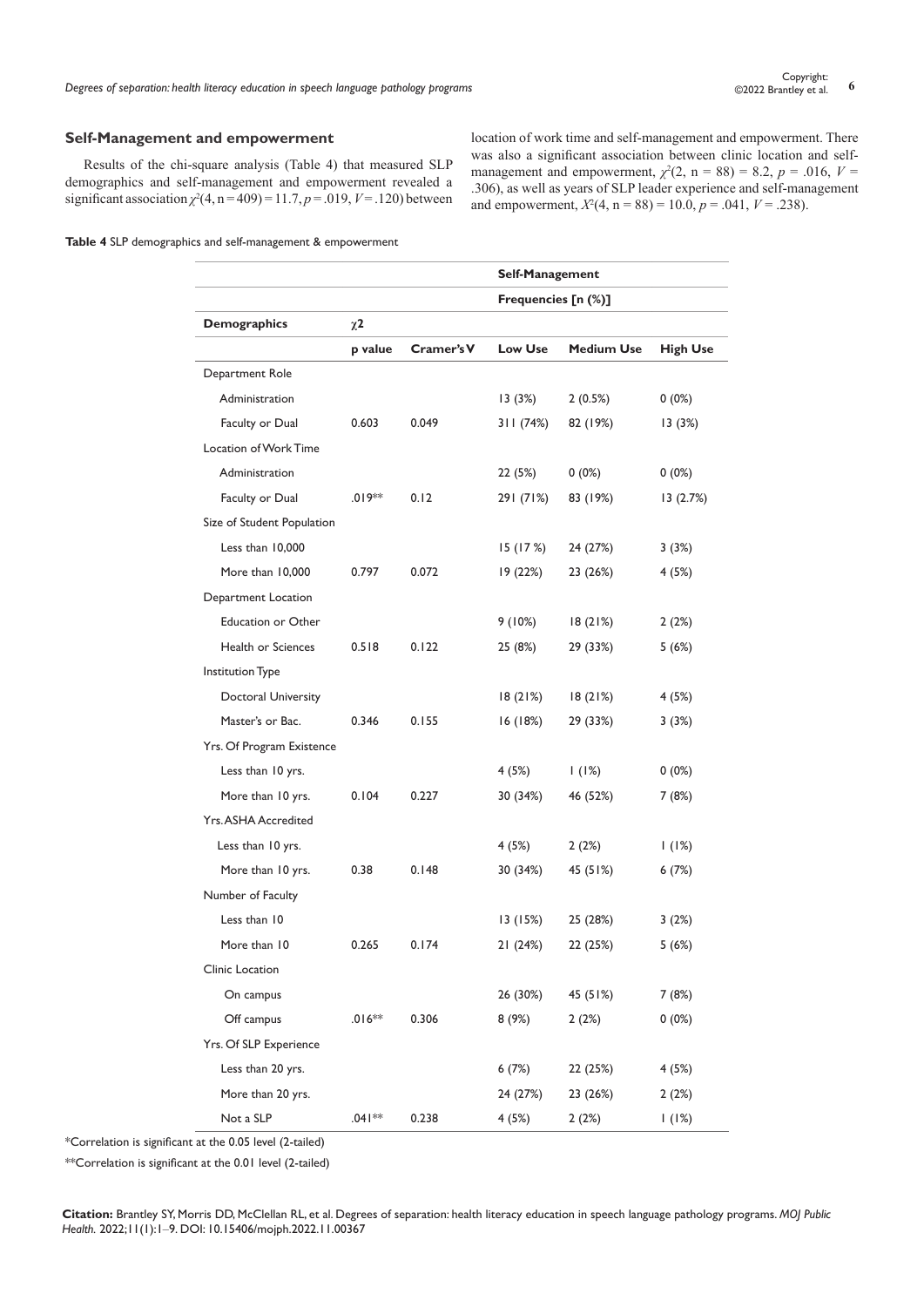### Self-Management and empowerment

Results of the chi-square analysis (Table 4) that measured SLP demographics and self-management and empowerment revealed a significant association $\chi^2(4, n = 409) = 11.7, p = .019, V = .120)$ between location of work time and self-management and empowerment. There was also a significant association between clinic location and self-management and empowerment, $\chi^2(2, n = 88) = 8.2, p = .016, V = .306)$, as well as years of SLP leader experience and self-management and empowerment, $X^2(4, n = 88) = 10.0, p = .041, V = .238)$.

**Table 4** SLP demographics and self-management & empowerment

| | | | Self-Management | | |
|---|---|---|---|---|---|
| | | | Frequencies [n (%)] | | |
| **Demographics** | $\chi 2$ | | | | |
| | **p value** | **Cramer's V** | **Low Use** | **Medium Use** | **High Use** |
| Department Role | | | | | |
| Administration | | | 13 (3%) | 2 (0.5%) | 0 (0%) |
| Faculty or Dual | 0.603 | 0.049 | 311 (74%) | 82 (19%) | 13 (3%) |
| Location of Work Time | | | | | |
| Administration | | | 22 (5%) | 0 (0%) | 0 (0%) |
| Faculty or Dual | .019** | 0.12 | 291 (71%) | 83 (19%) | 13 (2.7%) |
| Size of Student Population | | | | | |
| Less than 10,000 | | | 15 (17 %) | 24 (27%) | 3 (3%) |
| More than 10,000 | 0.797 | 0.072 | 19 (22%) | 23 (26%) | 4 (5%) |
| Department Location | | | | | |
| Education or Other | | | 9 (10%) | 18 (21%) | 2 (2%) |
| Health or Sciences | 0.518 | 0.122 | 25 (8%) | 29 (33%) | 5 (6%) |
| Institution Type | | | | | |
| Doctoral University | | | 18 (21%) | 18 (21%) | 4 (5%) |
| Master's or Bac. | 0.346 | 0.155 | 16 (18%) | 29 (33%) | 3 (3%) |
| Yrs. Of Program Existence | | | | | |
| Less than 10 yrs. | | | 4 (5%) | 1 (1%) | 0 (0%) |
| More than 10 yrs. | 0.104 | 0.227 | 30 (34%) | 46 (52%) | 7 (8%) |
| Yrs. ASHA Accredited | | | | | |
| Less than 10 yrs. | | | 4 (5%) | 2 (2%) | 1 (1%) |
| More than 10 yrs. | 0.38 | 0.148 | 30 (34%) | 45 (51%) | 6 (7%) |
| Number of Faculty | | | | | |
| Less than 10 | | | 13 (15%) | 25 (28%) | 3 (2%) |
| More than 10 | 0.265 | 0.174 | 21 (24%) | 22 (25%) | 5 (6%) |
| Clinic Location | | | | | |
| On campus | | | 26 (30%) | 45 (51%) | 7 (8%) |
| Off campus | .016** | 0.306 | 8 (9%) | 2 (2%) | 0 (0%) |
| Yrs. Of SLP Experience | | | | | |
| Less than 20 yrs. | | | 6 (7%) | 22 (25%) | 4 (5%) |
| More than 20 yrs. | | | 24 (27%) | 23 (26%) | 2 (2%) |
| Not a SLP | .041** | 0.238 | 4 (5%) | 2 (2%) | 1 (1%) |

*Correlation is significant at the 0.05 level (2-tailed)

**Correlation is significant at the 0.01 level (2-tailed)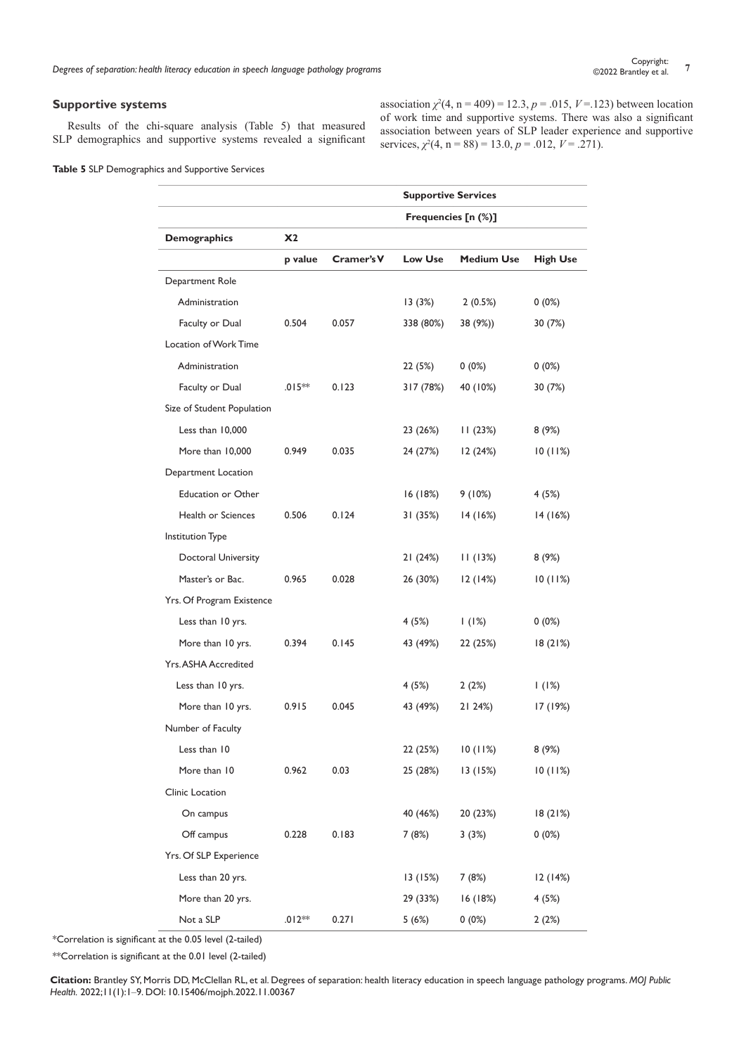## Supportive systems

Results of the chi-square analysis (Table 5) that measured SLP demographics and supportive systems revealed a significant association $\chi^2(4, n = 409) = 12.3$, $p = .015$, $V = .123$) between location of work time and supportive systems. There was also a significant association between years of SLP leader experience and supportive services, $\chi^2(4, n = 88) = 13.0$, $p = .012$, $V = .271$).

**Table 5** SLP Demographics and Supportive Services

| | | | Supportive Services | | |
|---|---|---|---|---|---|
| | | | Frequencies [n (%)] | | |
| **Demographics** | **X2** | | | | |
| | **p value** | **Cramer's V** | **Low Use** | **Medium Use** | **High Use** |
| Department Role | | | | | |
| Administration | | | 13 (3%) | 2 (0.5%) | 0 (0%) |
| Faculty or Dual | 0.504 | 0.057 | 338 (80%) | 38 (9%)) | 30 (7%) |
| Location of Work Time | | | | | |
| Administration | | | 22 (5%) | 0 (0%) | 0 (0%) |
| Faculty or Dual | .015** | 0.123 | 317 (78%) | 40 (10%) | 30 (7%) |
| Size of Student Population | | | | | |
| Less than 10,000 | | | 23 (26%) | 11 (23%) | 8 (9%) |
| More than 10,000 | 0.949 | 0.035 | 24 (27%) | 12 (24%) | 10 (11%) |
| Department Location | | | | | |
| Education or Other | | | 16 (18%) | 9 (10%) | 4 (5%) |
| Health or Sciences | 0.506 | 0.124 | 31 (35%) | 14 (16%) | 14 (16%) |
| Institution Type | | | | | |
| Doctoral University | | | 21 (24%) | 11 (13%) | 8 (9%) |
| Master's or Bac. | 0.965 | 0.028 | 26 (30%) | 12 (14%) | 10 (11%) |
| Yrs. Of Program Existence | | | | | |
| Less than 10 yrs. | | | 4 (5%) | 1 (1%) | 0 (0%) |
| More than 10 yrs. | 0.394 | 0.145 | 43 (49%) | 22 (25%) | 18 (21%) |
| Yrs. ASHA Accredited | | | | | |
| Less than 10 yrs. | | | 4 (5%) | 2 (2%) | 1 (1%) |
| More than 10 yrs. | 0.915 | 0.045 | 43 (49%) | 21 24%) | 17 (19%) |
| Number of Faculty | | | | | |
| Less than 10 | | | 22 (25%) | 10 (11%) | 8 (9%) |
| More than 10 | 0.962 | 0.03 | 25 (28%) | 13 (15%) | 10 (11%) |
| Clinic Location | | | | | |
| On campus | | | 40 (46%) | 20 (23%) | 18 (21%) |
| Off campus | 0.228 | 0.183 | 7 (8%) | 3 (3%) | 0 (0%) |
| Yrs. Of SLP Experience | | | | | |
| Less than 20 yrs. | | | 13 (15%) | 7 (8%) | 12 (14%) |
| More than 20 yrs. | | | 29 (33%) | 16 (18%) | 4 (5%) |
| Not a SLP | .012** | 0.271 | 5 (6%) | 0 (0%) | 2 (2%) |

*Correlation is significant at the 0.05 level (2-tailed)

**Correlation is significant at the 0.01 level (2-tailed)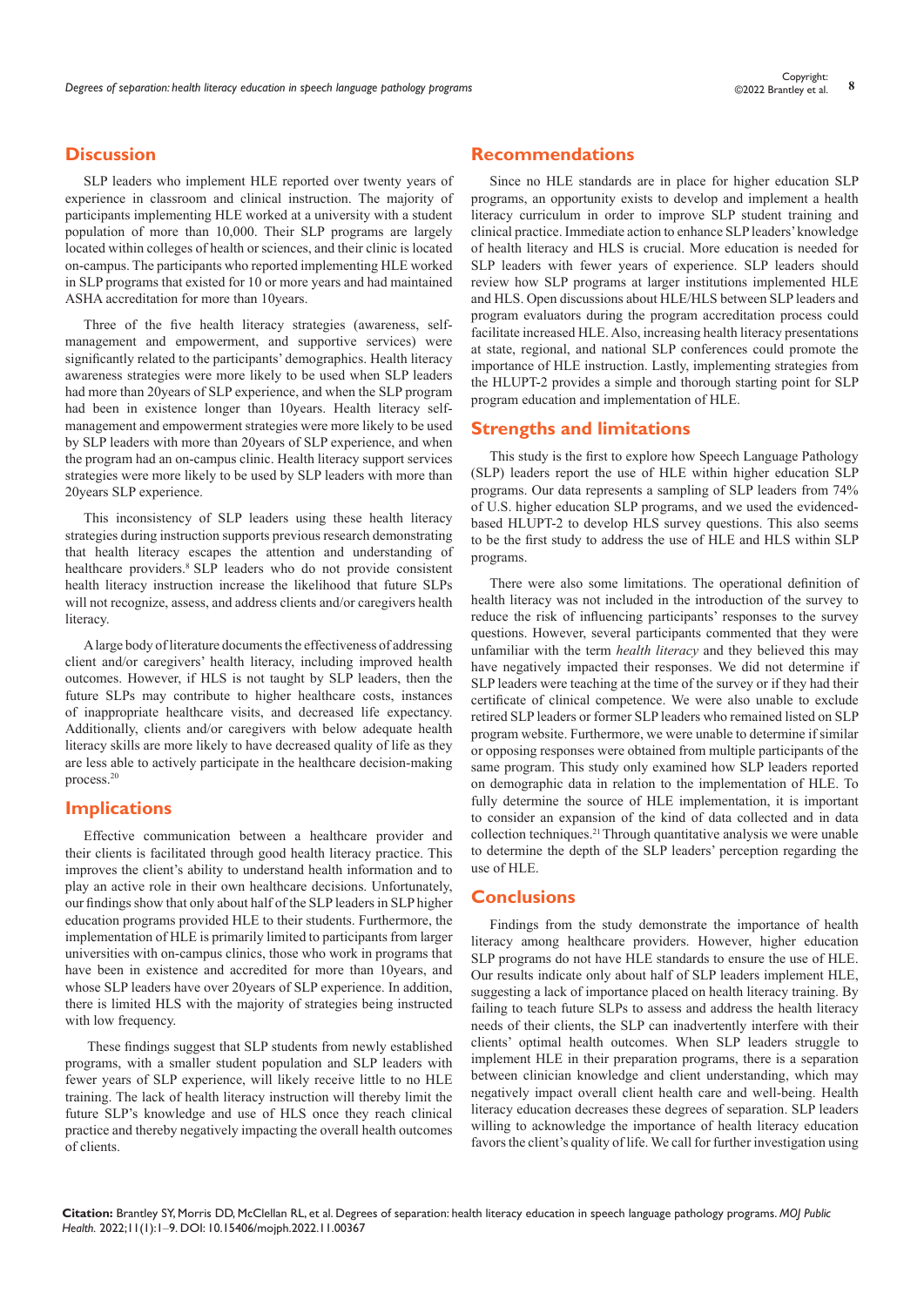## Discussion

SLP leaders who implement HLE reported over twenty years of experience in classroom and clinical instruction. The majority of participants implementing HLE worked at a university with a student population of more than 10,000. Their SLP programs are largely located within colleges of health or sciences, and their clinic is located on-campus. The participants who reported implementing HLE worked in SLP programs that existed for 10 or more years and had maintained ASHA accreditation for more than 10years.

Three of the five health literacy strategies (awareness, self-management and empowerment, and supportive services) were significantly related to the participants' demographics. Health literacy awareness strategies were more likely to be used when SLP leaders had more than 20years of SLP experience, and when the SLP program had been in existence longer than 10years. Health literacy self-management and empowerment strategies were more likely to be used by SLP leaders with more than 20years of SLP experience, and when the program had an on-campus clinic. Health literacy support services strategies were more likely to be used by SLP leaders with more than 20years SLP experience.

This inconsistency of SLP leaders using these health literacy strategies during instruction supports previous research demonstrating that health literacy escapes the attention and understanding of healthcare providers.[8] SLP leaders who do not provide consistent health literacy instruction increase the likelihood that future SLPs will not recognize, assess, and address clients and/or caregivers health literacy.

A large body of literature documents the effectiveness of addressing client and/or caregivers' health literacy, including improved health outcomes. However, if HLS is not taught by SLP leaders, then the future SLPs may contribute to higher healthcare costs, instances of inappropriate healthcare visits, and decreased life expectancy. Additionally, clients and/or caregivers with below adequate health literacy skills are more likely to have decreased quality of life as they are less able to actively participate in the healthcare decision-making process.[20]

## Implications

Effective communication between a healthcare provider and their clients is facilitated through good health literacy practice. This improves the client's ability to understand health information and to play an active role in their own healthcare decisions. Unfortunately, our findings show that only about half of the SLP leaders in SLP higher education programs provided HLE to their students. Furthermore, the implementation of HLE is primarily limited to participants from larger universities with on-campus clinics, those who work in programs that have been in existence and accredited for more than 10years, and whose SLP leaders have over 20years of SLP experience. In addition, there is limited HLS with the majority of strategies being instructed with low frequency.

These findings suggest that SLP students from newly established programs, with a smaller student population and SLP leaders with fewer years of SLP experience, will likely receive little to no HLE training. The lack of health literacy instruction will thereby limit the future SLP's knowledge and use of HLS once they reach clinical practice and thereby negatively impacting the overall health outcomes of clients.

## Recommendations

Since no HLE standards are in place for higher education SLP programs, an opportunity exists to develop and implement a health literacy curriculum in order to improve SLP student training and clinical practice. Immediate action to enhance SLP leaders' knowledge of health literacy and HLS is crucial. More education is needed for SLP leaders with fewer years of experience. SLP leaders should review how SLP programs at larger institutions implemented HLE and HLS. Open discussions about HLE/HLS between SLP leaders and program evaluators during the program accreditation process could facilitate increased HLE. Also, increasing health literacy presentations at state, regional, and national SLP conferences could promote the importance of HLE instruction. Lastly, implementing strategies from the HLUPT-2 provides a simple and thorough starting point for SLP program education and implementation of HLE.

## Strengths and limitations

This study is the first to explore how Speech Language Pathology (SLP) leaders report the use of HLE within higher education SLP programs. Our data represents a sampling of SLP leaders from 74% of U.S. higher education SLP programs, and we used the evidenced-based HLUPT-2 to develop HLS survey questions. This also seems to be the first study to address the use of HLE and HLS within SLP programs.

There were also some limitations. The operational definition of health literacy was not included in the introduction of the survey to reduce the risk of influencing participants' responses to the survey questions. However, several participants commented that they were unfamiliar with the term *health literacy* and they believed this may have negatively impacted their responses. We did not determine if SLP leaders were teaching at the time of the survey or if they had their certificate of clinical competence. We were also unable to exclude retired SLP leaders or former SLP leaders who remained listed on SLP program website. Furthermore, we were unable to determine if similar or opposing responses were obtained from multiple participants of the same program. This study only examined how SLP leaders reported on demographic data in relation to the implementation of HLE. To fully determine the source of HLE implementation, it is important to consider an expansion of the kind of data collected and in data collection techniques.[21] Through quantitative analysis we were unable to determine the depth of the SLP leaders' perception regarding the use of HLE.

## Conclusions

Findings from the study demonstrate the importance of health literacy among healthcare providers. However, higher education SLP programs do not have HLE standards to ensure the use of HLE. Our results indicate only about half of SLP leaders implement HLE, suggesting a lack of importance placed on health literacy training. By failing to teach future SLPs to assess and address the health literacy needs of their clients, the SLP can inadvertently interfere with their clients' optimal health outcomes. When SLP leaders struggle to implement HLE in their preparation programs, there is a separation between clinician knowledge and client understanding, which may negatively impact overall client health care and well-being. Health literacy education decreases these degrees of separation. SLP leaders willing to acknowledge the importance of health literacy education favors the client's quality of life. We call for further investigation using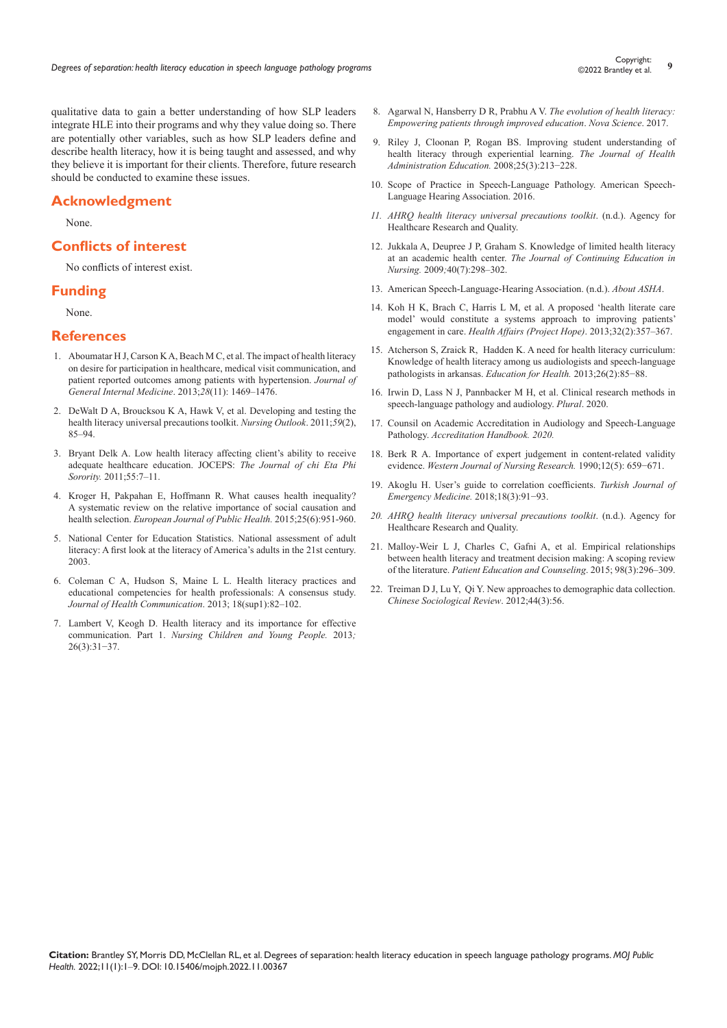qualitative data to gain a better understanding of how SLP leaders integrate HLE into their programs and why they value doing so. There are potentially other variables, such as how SLP leaders define and describe health literacy, how it is being taught and assessed, and why they believe it is important for their clients. Therefore, future research should be conducted to examine these issues.

## Acknowledgment

None.

## Conflicts of interest

No conflicts of interest exist.

## Funding

None.

## References

1. Aboumatar H J, Carson K A, Beach M C, et al. The impact of health literacy on desire for participation in healthcare, medical visit communication, and patient reported outcomes among patients with hypertension. *Journal of General Internal Medicine*. 2013;*28*(11): 1469–1476.
2. DeWalt D A, Broucksou K A, Hawk V, et al. Developing and testing the health literacy universal precautions toolkit. *Nursing Outlook*. 2011;*59*(2), 85–94.
3. Bryant Delk A. Low health literacy affecting client's ability to receive adequate healthcare education. JOCEPS: *The Journal of chi Eta Phi Sorority.* 2011;55:7–11.
4. Kroger H, Pakpahan E, Hoffmann R. What causes health inequality? A systematic review on the relative importance of social causation and health selection. *European Journal of Public Health.* 2015;25(6):951-960.
5. National Center for Education Statistics. National assessment of adult literacy: A first look at the literacy of America's adults in the 21st century. 2003.
6. Coleman C A, Hudson S, Maine L L. Health literacy practices and educational competencies for health professionals: A consensus study. *Journal of Health Communication*. 2013; 18(sup1):82–102.
7. Lambert V, Keogh D. Health literacy and its importance for effective communication. Part 1. *Nursing Children and Young People.* 2013*;* 26(3):31−37.
8. Agarwal N, Hansberry D R, Prabhu A V. *The evolution of health literacy: Empowering patients through improved education*. *Nova Science*. 2017.
9. Riley J, Cloonan P, Rogan BS. Improving student understanding of health literacy through experiential learning. *The Journal of Health Administration Education.* 2008;25(3):213−228.
10. Scope of Practice in Speech-Language Pathology. American Speech-Language Hearing Association. 2016.
11. *AHRQ health literacy universal precautions toolkit*. (n.d.). Agency for Healthcare Research and Quality.
12. Jukkala A, Deupree J P, Graham S. Knowledge of limited health literacy at an academic health center. *The Journal of Continuing Education in Nursing.* 2009*;*40(7):298–302.
13. American Speech-Language-Hearing Association. (n.d.). *About ASHA*.
14. Koh H K, Brach C, Harris L M, et al. A proposed 'health literate care model' would constitute a systems approach to improving patients' engagement in care. *Health Affairs (Project Hope)*. 2013;32(2):357–367.
15. Atcherson S, Zraick R, Hadden K. A need for health literacy curriculum: Knowledge of health literacy among us audiologists and speech-language pathologists in arkansas. *Education for Health.* 2013;26(2):85−88.
16. Irwin D, Lass N J, Pannbacker M H, et al. Clinical research methods in speech-language pathology and audiology. *Plural*. 2020.
17. Counsil on Academic Accreditation in Audiology and Speech-Language Pathology. *Accreditation Handbook. 2020.*
18. Berk R A. Importance of expert judgement in content-related validity evidence. *Western Journal of Nursing Research.* 1990;12(5): 659−671.
19. Akoglu H. User's guide to correlation coefficients. *Turkish Journal of Emergency Medicine.* 2018;18(3):91−93.
20. *AHRQ health literacy universal precautions toolkit*. (n.d.). Agency for Healthcare Research and Quality.
21. Malloy-Weir L J, Charles C, Gafni A, et al. Empirical relationships between health literacy and treatment decision making: A scoping review of the literature. *Patient Education and Counseling*. 2015; 98(3):296–309.
22. Treiman D J, Lu Y, Qi Y. New approaches to demographic data collection. *Chinese Sociological Review*. 2012;44(3):56.